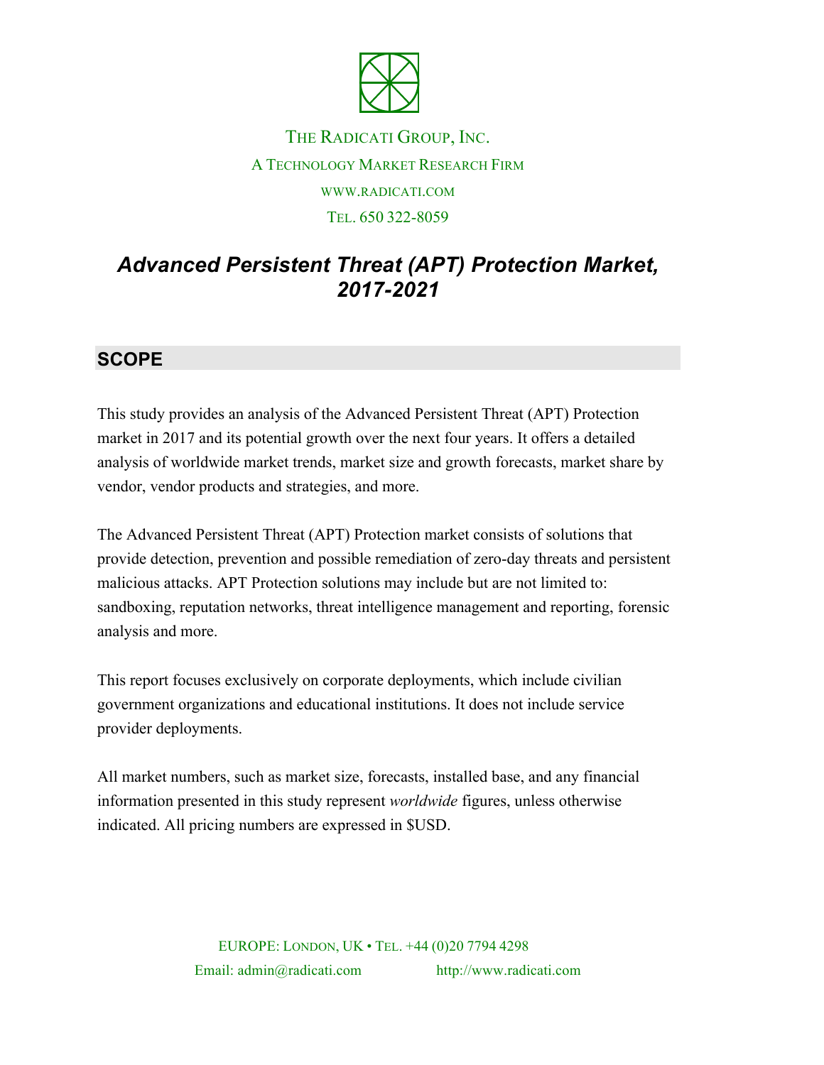THE RADICATI GROUP, INC.

A TECHNOLOGY MARKET RESEARCH FIRM

WWW.RADICATI.COM

TEL. 650 322-8059

# *Advanced Persistent Threat (APT) Protection Market, 2017-2021*

## SCOPE

This study provides an analysis of the Advanced Persistent Threat (APT) Protection market in 2017 and its potential growth over the next four years. It offers a detailed analysis of worldwide market trends, market size and growth forecasts, market share by vendor, vendor products and strategies, and more.

The Advanced Persistent Threat (APT) Protection market consists of solutions that provide detection, prevention and possible remediation of zero-day threats and persistent malicious attacks. APT Protection solutions may include but are not limited to: sandboxing, reputation networks, threat intelligence management and reporting, forensic analysis and more.

This report focuses exclusively on corporate deployments, which include civilian government organizations and educational institutions. It does not include service provider deployments.

All market numbers, such as market size, forecasts, installed base, and any financial information presented in this study represent *worldwide* figures, unless otherwise indicated. All pricing numbers are expressed in $USD.

EUROPE: LONDON, UK • TEL. +44 (0)20 7794 4298

Email: admin@radicati.com http://www.radicati.com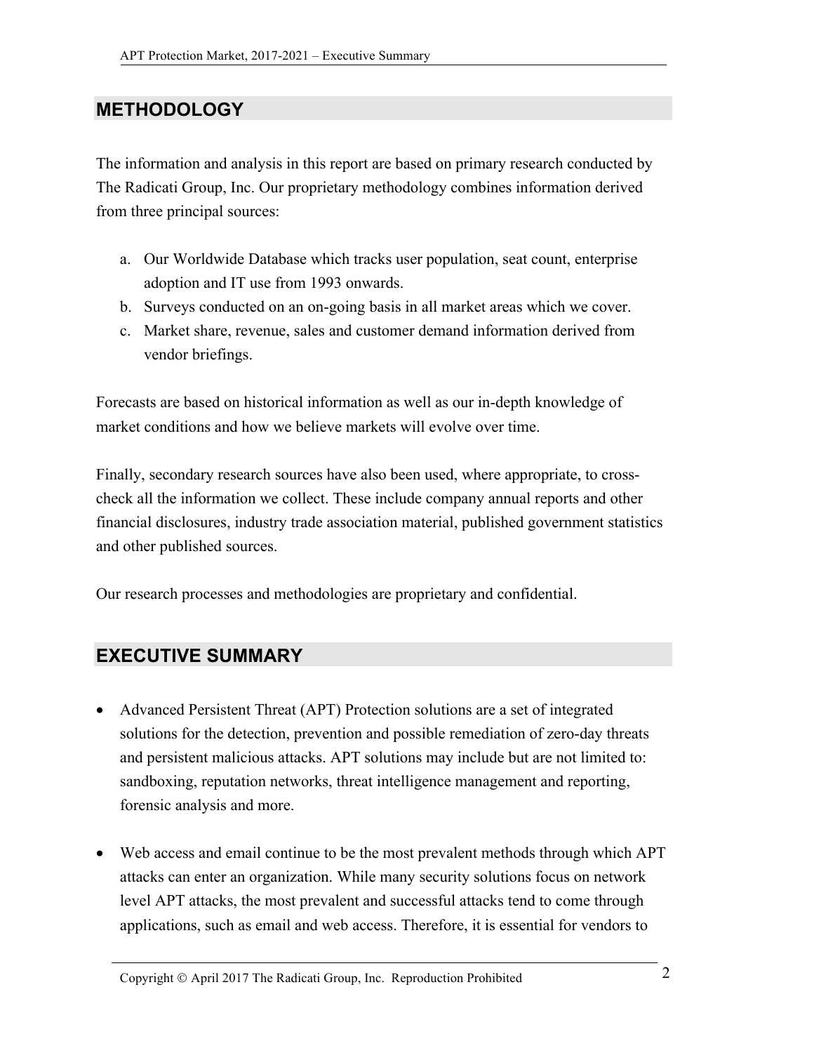## METHODOLOGY

The information and analysis in this report are based on primary research conducted by The Radicati Group, Inc. Our proprietary methodology combines information derived from three principal sources:

a. Our Worldwide Database which tracks user population, seat count, enterprise adoption and IT use from 1993 onwards.
b. Surveys conducted on an on-going basis in all market areas which we cover.
c. Market share, revenue, sales and customer demand information derived from vendor briefings.

Forecasts are based on historical information as well as our in-depth knowledge of market conditions and how we believe markets will evolve over time.

Finally, secondary research sources have also been used, where appropriate, to cross-check all the information we collect. These include company annual reports and other financial disclosures, industry trade association material, published government statistics and other published sources.

Our research processes and methodologies are proprietary and confidential.

## EXECUTIVE SUMMARY

- Advanced Persistent Threat (APT) Protection solutions are a set of integrated solutions for the detection, prevention and possible remediation of zero-day threats and persistent malicious attacks. APT solutions may include but are not limited to: sandboxing, reputation networks, threat intelligence management and reporting, forensic analysis and more.

- Web access and email continue to be the most prevalent methods through which APT attacks can enter an organization. While many security solutions focus on network level APT attacks, the most prevalent and successful attacks tend to come through applications, such as email and web access. Therefore, it is essential for vendors to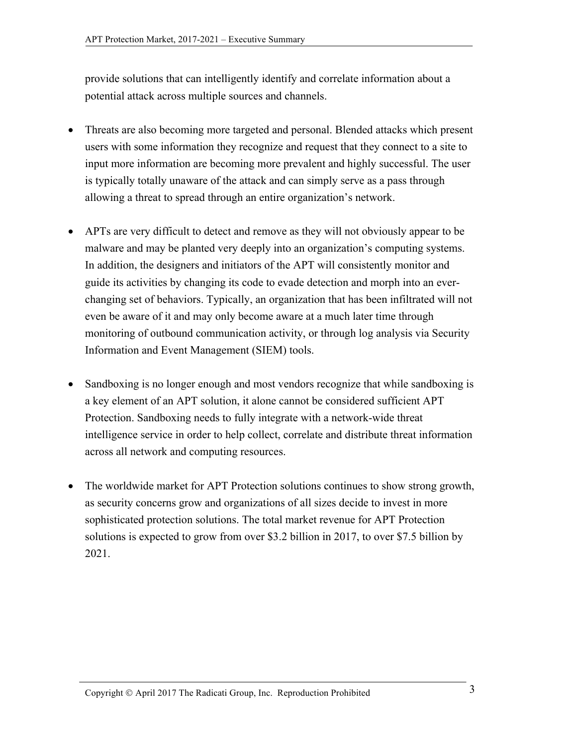provide solutions that can intelligently identify and correlate information about a potential attack across multiple sources and channels.

- Threats are also becoming more targeted and personal. Blended attacks which present users with some information they recognize and request that they connect to a site to input more information are becoming more prevalent and highly successful. The user is typically totally unaware of the attack and can simply serve as a pass through allowing a threat to spread through an entire organization's network.

- APTs are very difficult to detect and remove as they will not obviously appear to be malware and may be planted very deeply into an organization's computing systems. In addition, the designers and initiators of the APT will consistently monitor and guide its activities by changing its code to evade detection and morph into an ever-changing set of behaviors. Typically, an organization that has been infiltrated will not even be aware of it and may only become aware at a much later time through monitoring of outbound communication activity, or through log analysis via Security Information and Event Management (SIEM) tools.

- Sandboxing is no longer enough and most vendors recognize that while sandboxing is a key element of an APT solution, it alone cannot be considered sufficient APT Protection. Sandboxing needs to fully integrate with a network-wide threat intelligence service in order to help collect, correlate and distribute threat information across all network and computing resources.

- The worldwide market for APT Protection solutions continues to show strong growth, as security concerns grow and organizations of all sizes decide to invest in more sophisticated protection solutions. The total market revenue for APT Protection solutions is expected to grow from over $3.2 billion in 2017, to over $7.5 billion by 2021.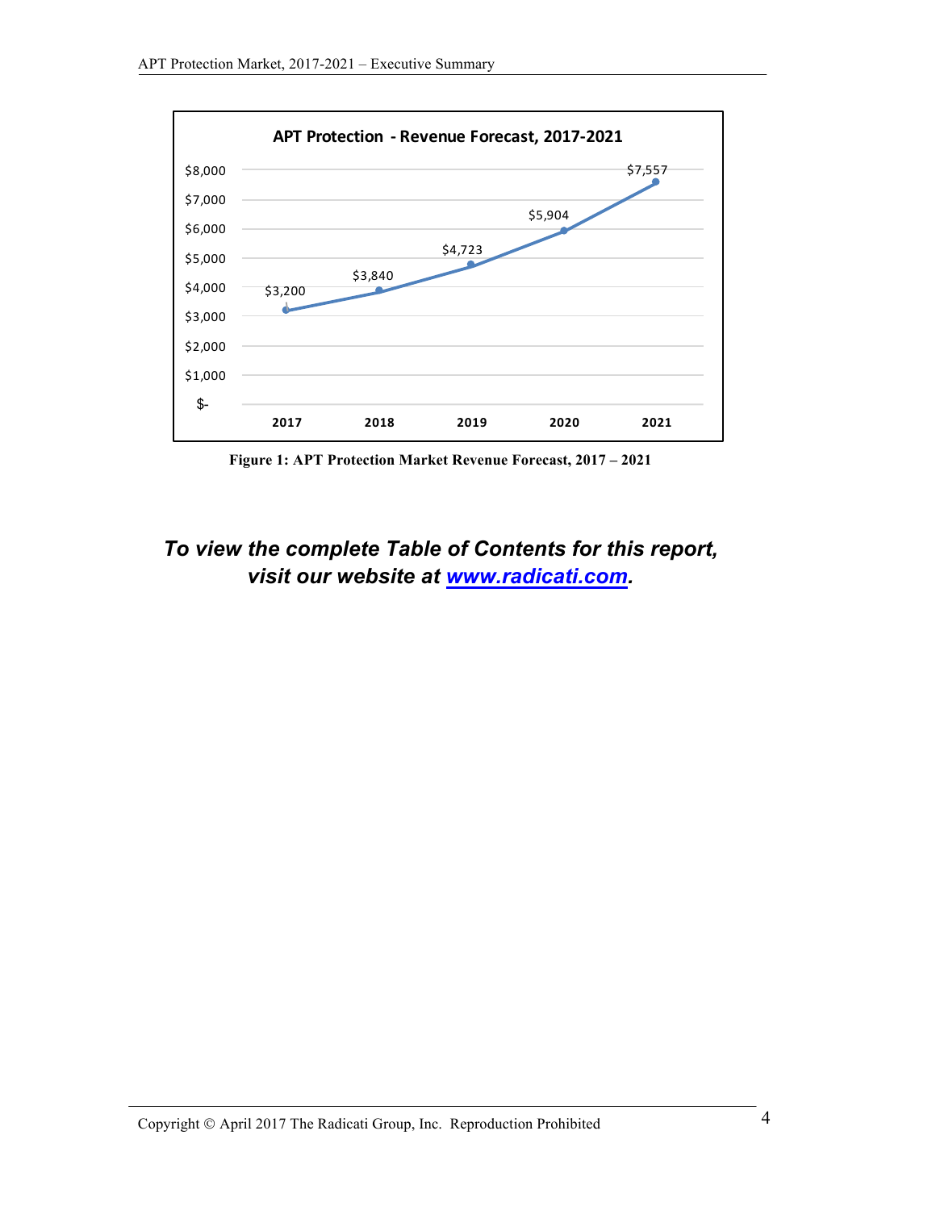APT Protection - Revenue Forecast, 2017-2021

$8,000
$7,000
$6,000
$5,000
$4,000
$3,000
$2,000
$1,000
$-

$3,200
$3,840
$4,723
$5,904
$7,557

2017
2018
2019
2020
2021

**Figure 1: APT Protection Market Revenue Forecast, 2017 – 2021**

***To view the complete Table of Contents for this report, visit our website at [www.radicati.com](http://www.radicati.com).***